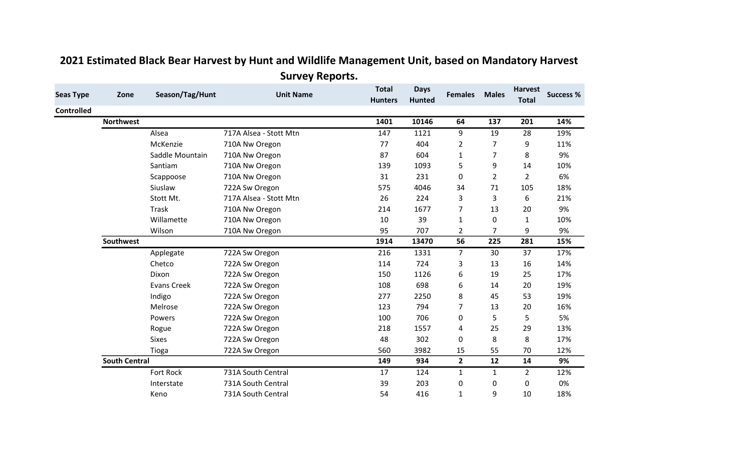# 2021 Estimated Black Bear Harvest by Hunt and Wildlife Management Unit, based on Mandatory Harvest Survey Reports.

| Seas Type | Zone | Season/Tag/Hunt | Unit Name | Total Hunters | Days Hunted | Females | Males | Harvest Total | Success % |
|---|---|---|---|---|---|---|---|---|---|
| **Controlled** | | | | | | | | | |
| | **Northwest** | | | **1401** | **10146** | **64** | **137** | **201** | **14%** |
| | | Alsea | 717A Alsea - Stott Mtn | 147 | 1121 | 9 | 19 | 28 | 19% |
| | | McKenzie | 710A Nw Oregon | 77 | 404 | 2 | 7 | 9 | 11% |
| | | Saddle Mountain | 710A Nw Oregon | 87 | 604 | 1 | 7 | 8 | 9% |
| | | Santiam | 710A Nw Oregon | 139 | 1093 | 5 | 9 | 14 | 10% |
| | | Scappoose | 710A Nw Oregon | 31 | 231 | 0 | 2 | 2 | 6% |
| | | Siuslaw | 722A Sw Oregon | 575 | 4046 | 34 | 71 | 105 | 18% |
| | | Stott Mt. | 717A Alsea - Stott Mtn | 26 | 224 | 3 | 3 | 6 | 21% |
| | | Trask | 710A Nw Oregon | 214 | 1677 | 7 | 13 | 20 | 9% |
| | | Willamette | 710A Nw Oregon | 10 | 39 | 1 | 0 | 1 | 10% |
| | | Wilson | 710A Nw Oregon | 95 | 707 | 2 | 7 | 9 | 9% |
| | **Southwest** | | | **1914** | **13470** | **56** | **225** | **281** | **15%** |
| | | Applegate | 722A Sw Oregon | 216 | 1331 | 7 | 30 | 37 | 17% |
| | | Chetco | 722A Sw Oregon | 114 | 724 | 3 | 13 | 16 | 14% |
| | | Dixon | 722A Sw Oregon | 150 | 1126 | 6 | 19 | 25 | 17% |
| | | Evans Creek | 722A Sw Oregon | 108 | 698 | 6 | 14 | 20 | 19% |
| | | Indigo | 722A Sw Oregon | 277 | 2250 | 8 | 45 | 53 | 19% |
| | | Melrose | 722A Sw Oregon | 123 | 794 | 7 | 13 | 20 | 16% |
| | | Powers | 722A Sw Oregon | 100 | 706 | 0 | 5 | 5 | 5% |
| | | Rogue | 722A Sw Oregon | 218 | 1557 | 4 | 25 | 29 | 13% |
| | | Sixes | 722A Sw Oregon | 48 | 302 | 0 | 8 | 8 | 17% |
| | | Tioga | 722A Sw Oregon | 560 | 3982 | 15 | 55 | 70 | 12% |
| | **South Central** | | | **149** | **934** | **2** | **12** | **14** | **9%** |
| | | Fort Rock | 731A South Central | 17 | 124 | 1 | 1 | 2 | 12% |
| | | Interstate | 731A South Central | 39 | 203 | 0 | 0 | 0 | 0% |
| | | Keno | 731A South Central | 54 | 416 | 1 | 9 | 10 | 18% |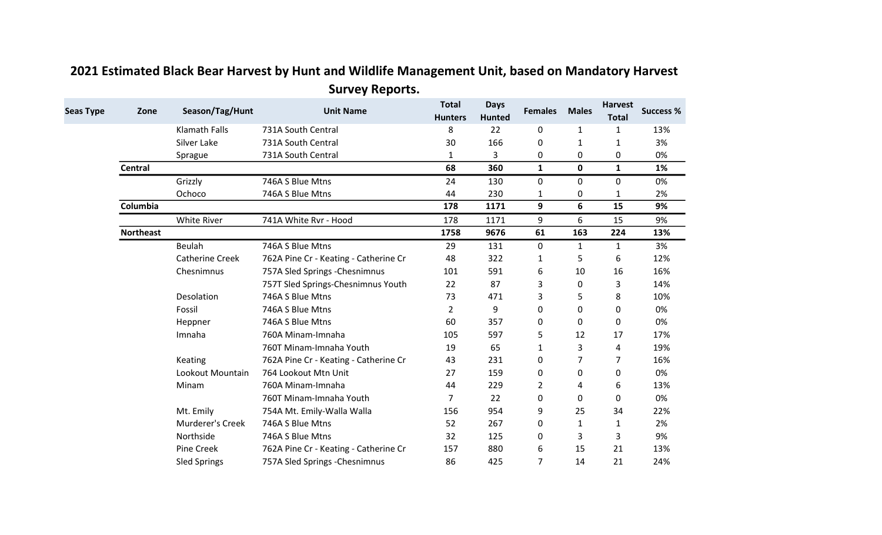## 2021 Estimated Black Bear Harvest by Hunt and Wildlife Management Unit, based on Mandatory Harvest Survey Reports.

| Seas Type | Zone | Season/Tag/Hunt | Unit Name | Total Hunters | Days Hunted | Females | Males | Harvest Total | Success % |
|---|---|---|---|---|---|---|---|---|---|
| | | Klamath Falls | 731A South Central | 8 | 22 | 0 | 1 | 1 | 13% |
| | | Silver Lake | 731A South Central | 30 | 166 | 0 | 1 | 1 | 3% |
| | | Sprague | 731A South Central | 1 | 3 | 0 | 0 | 0 | 0% |
| | **Central** | | | **68** | **360** | **1** | **0** | **1** | **1%** |
| | | Grizzly | 746A S Blue Mtns | 24 | 130 | 0 | 0 | 0 | 0% |
| | | Ochoco | 746A S Blue Mtns | 44 | 230 | 1 | 0 | 1 | 2% |
| | **Columbia** | | | **178** | **1171** | **9** | **6** | **15** | **9%** |
| | | White River | 741A White Rvr - Hood | 178 | 1171 | 9 | 6 | 15 | 9% |
| | **Northeast** | | | **1758** | **9676** | **61** | **163** | **224** | **13%** |
| | | Beulah | 746A S Blue Mtns | 29 | 131 | 0 | 1 | 1 | 3% |
| | | Catherine Creek | 762A Pine Cr - Keating - Catherine Cr | 48 | 322 | 1 | 5 | 6 | 12% |
| | | Chesnimnus | 757A Sled Springs -Chesnimnus | 101 | 591 | 6 | 10 | 16 | 16% |
| | | | 757T Sled Springs-Chesnimnus Youth | 22 | 87 | 3 | 0 | 3 | 14% |
| | | Desolation | 746A S Blue Mtns | 73 | 471 | 3 | 5 | 8 | 10% |
| | | Fossil | 746A S Blue Mtns | 2 | 9 | 0 | 0 | 0 | 0% |
| | | Heppner | 746A S Blue Mtns | 60 | 357 | 0 | 0 | 0 | 0% |
| | | Imnaha | 760A Minam-Imnaha | 105 | 597 | 5 | 12 | 17 | 17% |
| | | | 760T Minam-Imnaha Youth | 19 | 65 | 1 | 3 | 4 | 19% |
| | | Keating | 762A Pine Cr - Keating - Catherine Cr | 43 | 231 | 0 | 7 | 7 | 16% |
| | | Lookout Mountain | 764 Lookout Mtn Unit | 27 | 159 | 0 | 0 | 0 | 0% |
| | | Minam | 760A Minam-Imnaha | 44 | 229 | 2 | 4 | 6 | 13% |
| | | | 760T Minam-Imnaha Youth | 7 | 22 | 0 | 0 | 0 | 0% |
| | | Mt. Emily | 754A Mt. Emily-Walla Walla | 156 | 954 | 9 | 25 | 34 | 22% |
| | | Murderer's Creek | 746A S Blue Mtns | 52 | 267 | 0 | 1 | 1 | 2% |
| | | Northside | 746A S Blue Mtns | 32 | 125 | 0 | 3 | 3 | 9% |
| | | Pine Creek | 762A Pine Cr - Keating - Catherine Cr | 157 | 880 | 6 | 15 | 21 | 13% |
| | | Sled Springs | 757A Sled Springs -Chesnimnus | 86 | 425 | 7 | 14 | 21 | 24% |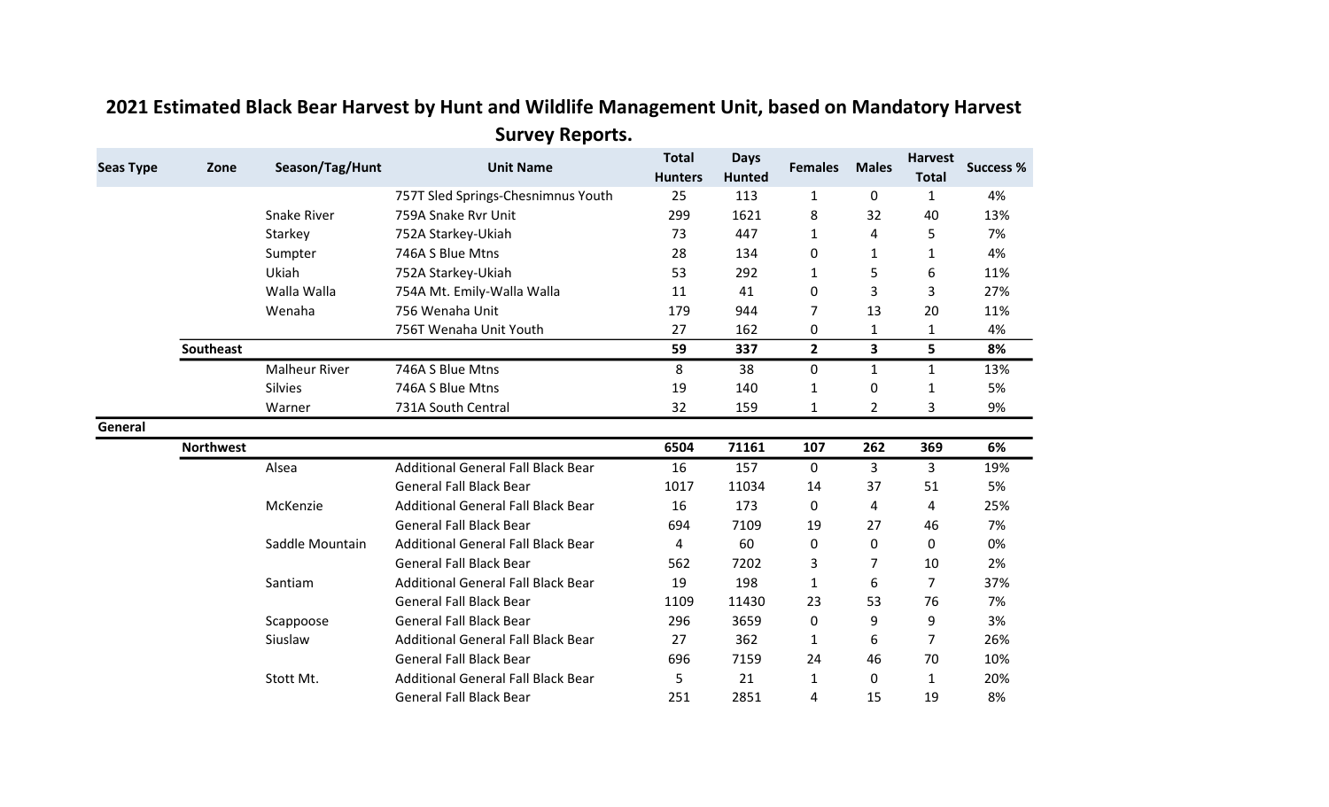## 2021 Estimated Black Bear Harvest by Hunt and Wildlife Management Unit, based on Mandatory Harvest Survey Reports.

| Seas Type | Zone | Season/Tag/Hunt | Unit Name | Total Hunters | Days Hunted | Females | Males | Harvest Total | Success % |
|---|---|---|---|---|---|---|---|---|---|
| | | | 757T Sled Springs-Chesnimnus Youth | 25 | 113 | 1 | 0 | 1 | 4% |
| | | Snake River | 759A Snake Rvr Unit | 299 | 1621 | 8 | 32 | 40 | 13% |
| | | Starkey | 752A Starkey-Ukiah | 73 | 447 | 1 | 4 | 5 | 7% |
| | | Sumpter | 746A S Blue Mtns | 28 | 134 | 0 | 1 | 1 | 4% |
| | | Ukiah | 752A Starkey-Ukiah | 53 | 292 | 1 | 5 | 6 | 11% |
| | | Walla Walla | 754A Mt. Emily-Walla Walla | 11 | 41 | 0 | 3 | 3 | 27% |
| | | Wenaha | 756 Wenaha Unit | 179 | 944 | 7 | 13 | 20 | 11% |
| | | | 756T Wenaha Unit Youth | 27 | 162 | 0 | 1 | 1 | 4% |
| | **Southeast** | | | **59** | **337** | **2** | **3** | **5** | **8%** |
| | | Malheur River | 746A S Blue Mtns | 8 | 38 | 0 | 1 | 1 | 13% |
| | | Silvies | 746A S Blue Mtns | 19 | 140 | 1 | 0 | 1 | 5% |
| | | Warner | 731A South Central | 32 | 159 | 1 | 2 | 3 | 9% |
| **General** | | | | | | | | | |
| | **Northwest** | | | **6504** | **71161** | **107** | **262** | **369** | **6%** |
| | | Alsea | Additional General Fall Black Bear | 16 | 157 | 0 | 3 | 3 | 19% |
| | | | General Fall Black Bear | 1017 | 11034 | 14 | 37 | 51 | 5% |
| | | McKenzie | Additional General Fall Black Bear | 16 | 173 | 0 | 4 | 4 | 25% |
| | | | General Fall Black Bear | 694 | 7109 | 19 | 27 | 46 | 7% |
| | | Saddle Mountain | Additional General Fall Black Bear | 4 | 60 | 0 | 0 | 0 | 0% |
| | | | General Fall Black Bear | 562 | 7202 | 3 | 7 | 10 | 2% |
| | | Santiam | Additional General Fall Black Bear | 19 | 198 | 1 | 6 | 7 | 37% |
| | | | General Fall Black Bear | 1109 | 11430 | 23 | 53 | 76 | 7% |
| | | Scappoose | General Fall Black Bear | 296 | 3659 | 0 | 9 | 9 | 3% |
| | | Siuslaw | Additional General Fall Black Bear | 27 | 362 | 1 | 6 | 7 | 26% |
| | | | General Fall Black Bear | 696 | 7159 | 24 | 46 | 70 | 10% |
| | | Stott Mt. | Additional General Fall Black Bear | 5 | 21 | 1 | 0 | 1 | 20% |
| | | | General Fall Black Bear | 251 | 2851 | 4 | 15 | 19 | 8% |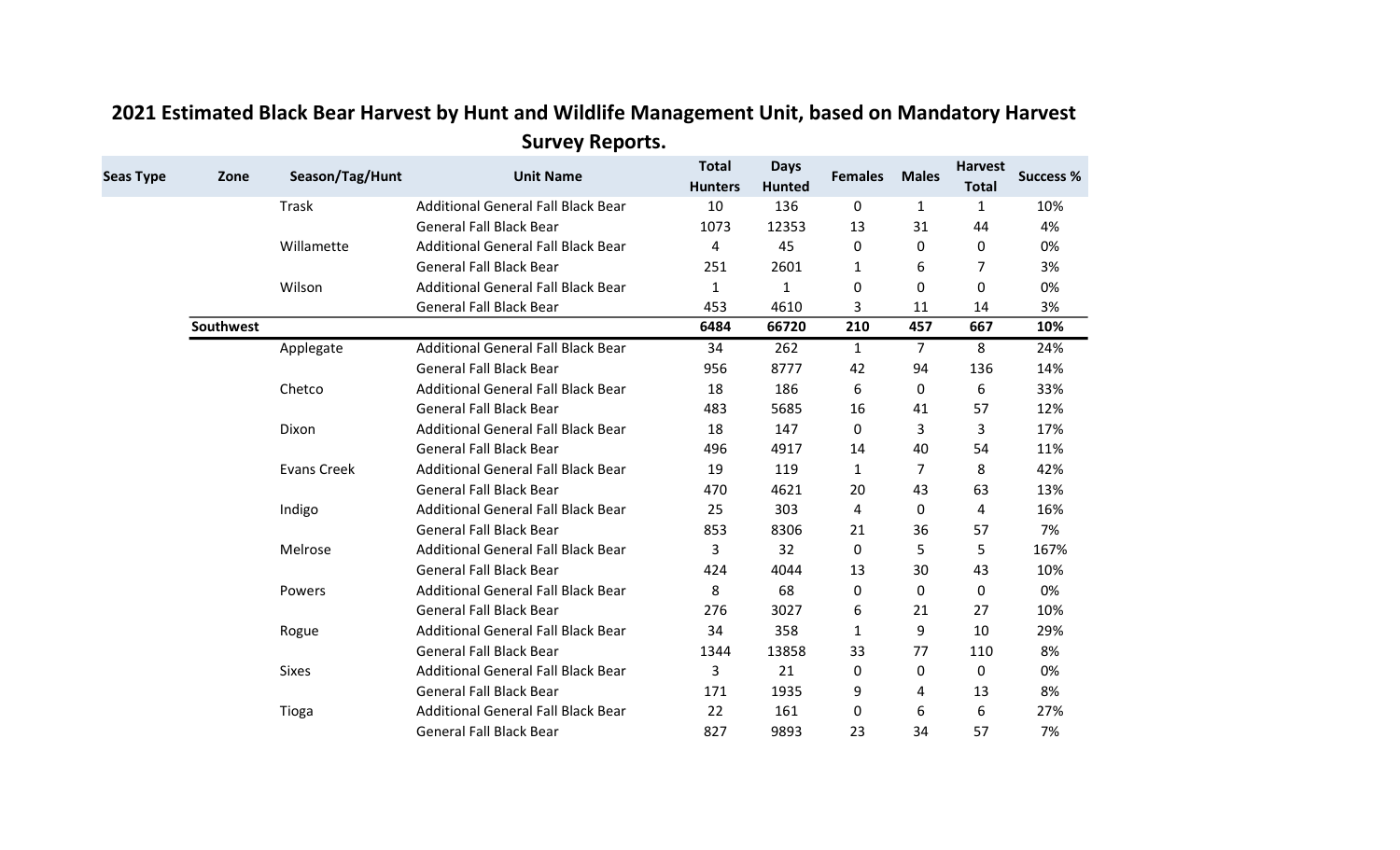## 2021 Estimated Black Bear Harvest by Hunt and Wildlife Management Unit, based on Mandatory Harvest Survey Reports.

| Seas Type | Zone | Season/Tag/Hunt | Unit Name | Total Hunters | Days Hunted | Females | Males | Harvest Total | Success % |
|---|---|---|---|---|---|---|---|---|---|
| | | Trask | Additional General Fall Black Bear | 10 | 136 | 0 | 1 | 1 | 10% |
| | | | General Fall Black Bear | 1073 | 12353 | 13 | 31 | 44 | 4% |
| | | Willamette | Additional General Fall Black Bear | 4 | 45 | 0 | 0 | 0 | 0% |
| | | | General Fall Black Bear | 251 | 2601 | 1 | 6 | 7 | 3% |
| | | Wilson | Additional General Fall Black Bear | 1 | 1 | 0 | 0 | 0 | 0% |
| | | | General Fall Black Bear | 453 | 4610 | 3 | 11 | 14 | 3% |
| | **Southwest** | | | **6484** | **66720** | **210** | **457** | **667** | **10%** |
| | | Applegate | Additional General Fall Black Bear | 34 | 262 | 1 | 7 | 8 | 24% |
| | | | General Fall Black Bear | 956 | 8777 | 42 | 94 | 136 | 14% |
| | | Chetco | Additional General Fall Black Bear | 18 | 186 | 6 | 0 | 6 | 33% |
| | | | General Fall Black Bear | 483 | 5685 | 16 | 41 | 57 | 12% |
| | | Dixon | Additional General Fall Black Bear | 18 | 147 | 0 | 3 | 3 | 17% |
| | | | General Fall Black Bear | 496 | 4917 | 14 | 40 | 54 | 11% |
| | | Evans Creek | Additional General Fall Black Bear | 19 | 119 | 1 | 7 | 8 | 42% |
| | | | General Fall Black Bear | 470 | 4621 | 20 | 43 | 63 | 13% |
| | | Indigo | Additional General Fall Black Bear | 25 | 303 | 4 | 0 | 4 | 16% |
| | | | General Fall Black Bear | 853 | 8306 | 21 | 36 | 57 | 7% |
| | | Melrose | Additional General Fall Black Bear | 3 | 32 | 0 | 5 | 5 | 167% |
| | | | General Fall Black Bear | 424 | 4044 | 13 | 30 | 43 | 10% |
| | | Powers | Additional General Fall Black Bear | 8 | 68 | 0 | 0 | 0 | 0% |
| | | | General Fall Black Bear | 276 | 3027 | 6 | 21 | 27 | 10% |
| | | Rogue | Additional General Fall Black Bear | 34 | 358 | 1 | 9 | 10 | 29% |
| | | | General Fall Black Bear | 1344 | 13858 | 33 | 77 | 110 | 8% |
| | | Sixes | Additional General Fall Black Bear | 3 | 21 | 0 | 0 | 0 | 0% |
| | | | General Fall Black Bear | 171 | 1935 | 9 | 4 | 13 | 8% |
| | | Tioga | Additional General Fall Black Bear | 22 | 161 | 0 | 6 | 6 | 27% |
| | | | General Fall Black Bear | 827 | 9893 | 23 | 34 | 57 | 7% |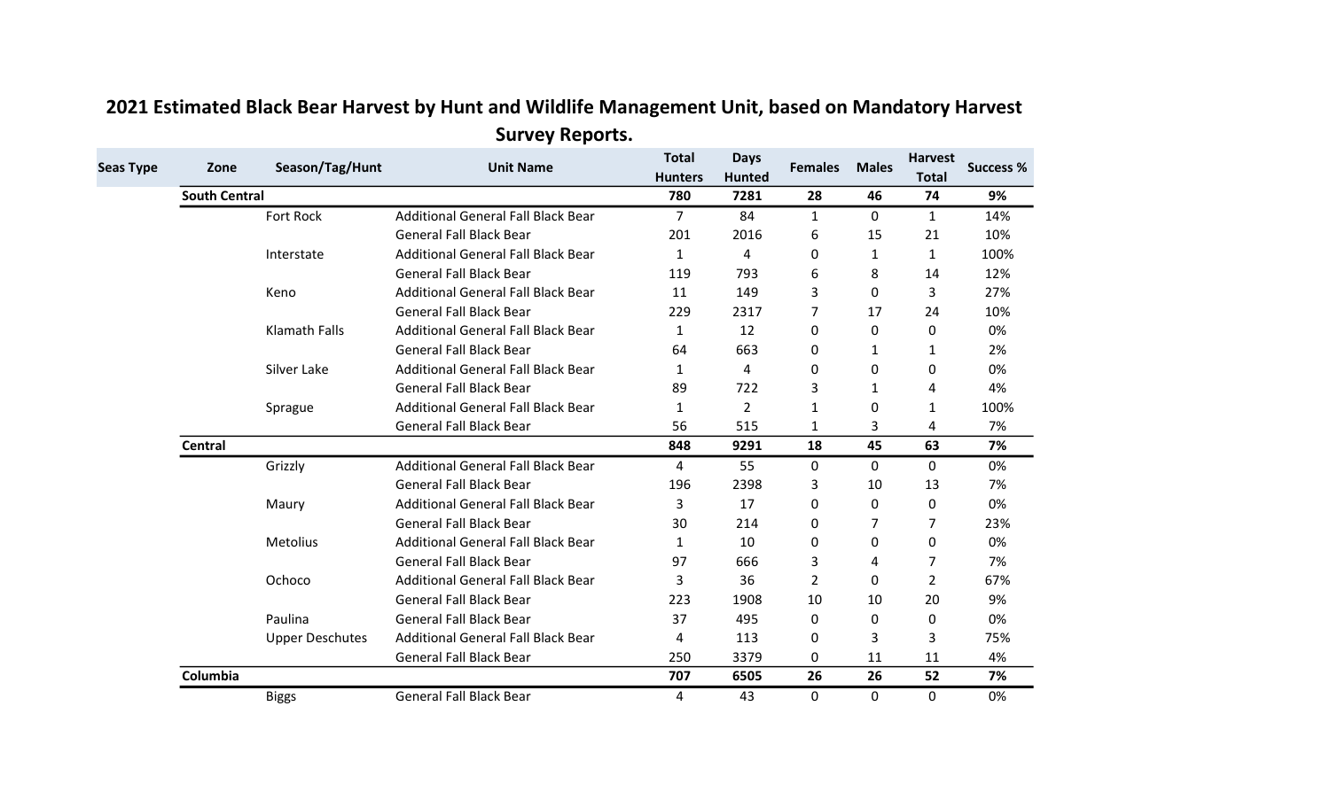## 2021 Estimated Black Bear Harvest by Hunt and Wildlife Management Unit, based on Mandatory Harvest Survey Reports.

| Seas Type | Zone | Season/Tag/Hunt | Unit Name | Total Hunters | Days Hunted | Females | Males | Harvest Total | Success % |
|---|---|---|---|---|---|---|---|---|---|
| | **South Central** | | | **780** | **7281** | **28** | **46** | **74** | **9%** |
| | | Fort Rock | Additional General Fall Black Bear | 7 | 84 | 1 | 0 | 1 | 14% |
| | | | General Fall Black Bear | 201 | 2016 | 6 | 15 | 21 | 10% |
| | | Interstate | Additional General Fall Black Bear | 1 | 4 | 0 | 1 | 1 | 100% |
| | | | General Fall Black Bear | 119 | 793 | 6 | 8 | 14 | 12% |
| | | Keno | Additional General Fall Black Bear | 11 | 149 | 3 | 0 | 3 | 27% |
| | | | General Fall Black Bear | 229 | 2317 | 7 | 17 | 24 | 10% |
| | | Klamath Falls | Additional General Fall Black Bear | 1 | 12 | 0 | 0 | 0 | 0% |
| | | | General Fall Black Bear | 64 | 663 | 0 | 1 | 1 | 2% |
| | | Silver Lake | Additional General Fall Black Bear | 1 | 4 | 0 | 0 | 0 | 0% |
| | | | General Fall Black Bear | 89 | 722 | 3 | 1 | 4 | 4% |
| | | Sprague | Additional General Fall Black Bear | 1 | 2 | 1 | 0 | 1 | 100% |
| | | | General Fall Black Bear | 56 | 515 | 1 | 3 | 4 | 7% |
| | **Central** | | | **848** | **9291** | **18** | **45** | **63** | **7%** |
| | | Grizzly | Additional General Fall Black Bear | 4 | 55 | 0 | 0 | 0 | 0% |
| | | | General Fall Black Bear | 196 | 2398 | 3 | 10 | 13 | 7% |
| | | Maury | Additional General Fall Black Bear | 3 | 17 | 0 | 0 | 0 | 0% |
| | | | General Fall Black Bear | 30 | 214 | 0 | 7 | 7 | 23% |
| | | Metolius | Additional General Fall Black Bear | 1 | 10 | 0 | 0 | 0 | 0% |
| | | | General Fall Black Bear | 97 | 666 | 3 | 4 | 7 | 7% |
| | | Ochoco | Additional General Fall Black Bear | 3 | 36 | 2 | 0 | 2 | 67% |
| | | | General Fall Black Bear | 223 | 1908 | 10 | 10 | 20 | 9% |
| | | Paulina | General Fall Black Bear | 37 | 495 | 0 | 0 | 0 | 0% |
| | | Upper Deschutes | Additional General Fall Black Bear | 4 | 113 | 0 | 3 | 3 | 75% |
| | | | General Fall Black Bear | 250 | 3379 | 0 | 11 | 11 | 4% |
| | **Columbia** | | | **707** | **6505** | **26** | **26** | **52** | **7%** |
| | | Biggs | General Fall Black Bear | 4 | 43 | 0 | 0 | 0 | 0% |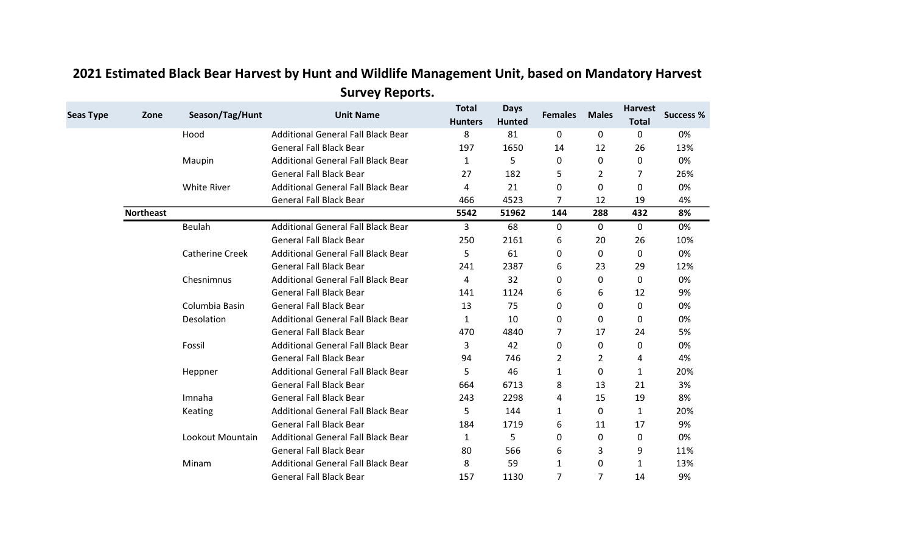## 2021 Estimated Black Bear Harvest by Hunt and Wildlife Management Unit, based on Mandatory Harvest Survey Reports.

| Seas Type | Zone | Season/Tag/Hunt | Unit Name | Total Hunters | Days Hunted | Females | Males | Harvest Total | Success % |
|---|---|---|---|---|---|---|---|---|---|
| | | Hood | Additional General Fall Black Bear | 8 | 81 | 0 | 0 | 0 | 0% |
| | | | General Fall Black Bear | 197 | 1650 | 14 | 12 | 26 | 13% |
| | | Maupin | Additional General Fall Black Bear | 1 | 5 | 0 | 0 | 0 | 0% |
| | | | General Fall Black Bear | 27 | 182 | 5 | 2 | 7 | 26% |
| | | White River | Additional General Fall Black Bear | 4 | 21 | 0 | 0 | 0 | 0% |
| | | | General Fall Black Bear | 466 | 4523 | 7 | 12 | 19 | 4% |
| | **Northeast** | | | **5542** | **51962** | **144** | **288** | **432** | **8%** |
| | | Beulah | Additional General Fall Black Bear | 3 | 68 | 0 | 0 | 0 | 0% |
| | | | General Fall Black Bear | 250 | 2161 | 6 | 20 | 26 | 10% |
| | | Catherine Creek | Additional General Fall Black Bear | 5 | 61 | 0 | 0 | 0 | 0% |
| | | | General Fall Black Bear | 241 | 2387 | 6 | 23 | 29 | 12% |
| | | Chesnimnus | Additional General Fall Black Bear | 4 | 32 | 0 | 0 | 0 | 0% |
| | | | General Fall Black Bear | 141 | 1124 | 6 | 6 | 12 | 9% |
| | | Columbia Basin | General Fall Black Bear | 13 | 75 | 0 | 0 | 0 | 0% |
| | | Desolation | Additional General Fall Black Bear | 1 | 10 | 0 | 0 | 0 | 0% |
| | | | General Fall Black Bear | 470 | 4840 | 7 | 17 | 24 | 5% |
| | | Fossil | Additional General Fall Black Bear | 3 | 42 | 0 | 0 | 0 | 0% |
| | | | General Fall Black Bear | 94 | 746 | 2 | 2 | 4 | 4% |
| | | Heppner | Additional General Fall Black Bear | 5 | 46 | 1 | 0 | 1 | 20% |
| | | | General Fall Black Bear | 664 | 6713 | 8 | 13 | 21 | 3% |
| | | Imnaha | General Fall Black Bear | 243 | 2298 | 4 | 15 | 19 | 8% |
| | | Keating | Additional General Fall Black Bear | 5 | 144 | 1 | 0 | 1 | 20% |
| | | | General Fall Black Bear | 184 | 1719 | 6 | 11 | 17 | 9% |
| | | Lookout Mountain | Additional General Fall Black Bear | 1 | 5 | 0 | 0 | 0 | 0% |
| | | | General Fall Black Bear | 80 | 566 | 6 | 3 | 9 | 11% |
| | | Minam | Additional General Fall Black Bear | 8 | 59 | 1 | 0 | 1 | 13% |
| | | | General Fall Black Bear | 157 | 1130 | 7 | 7 | 14 | 9% |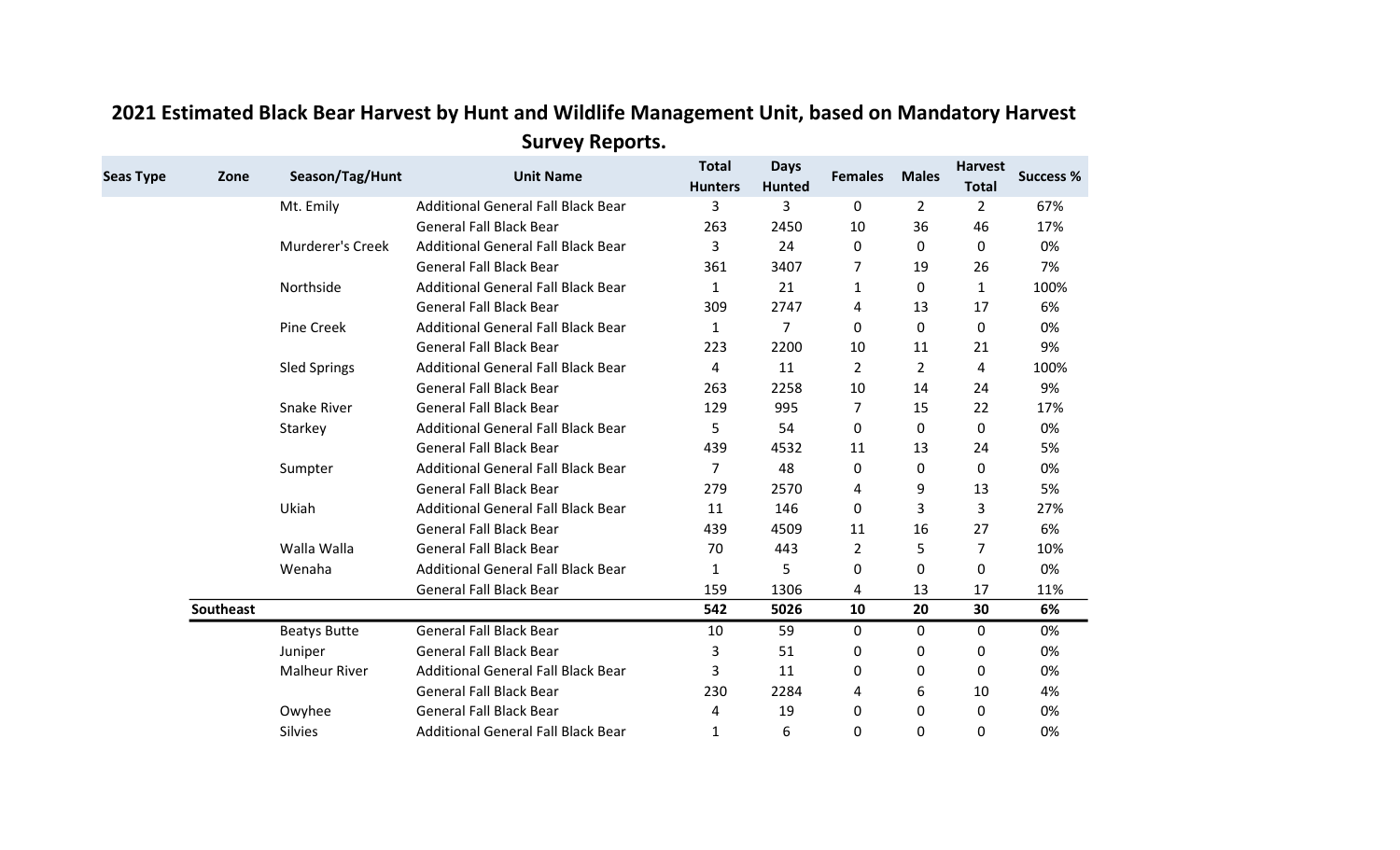## 2021 Estimated Black Bear Harvest by Hunt and Wildlife Management Unit, based on Mandatory Harvest Survey Reports.

| Seas Type | Zone | Season/Tag/Hunt | Unit Name | Total Hunters | Days Hunted | Females | Males | Harvest Total | Success % |
|---|---|---|---|---|---|---|---|---|---|
| | | Mt. Emily | Additional General Fall Black Bear | 3 | 3 | 0 | 2 | 2 | 67% |
| | | | General Fall Black Bear | 263 | 2450 | 10 | 36 | 46 | 17% |
| | | Murderer's Creek | Additional General Fall Black Bear | 3 | 24 | 0 | 0 | 0 | 0% |
| | | | General Fall Black Bear | 361 | 3407 | 7 | 19 | 26 | 7% |
| | | Northside | Additional General Fall Black Bear | 1 | 21 | 1 | 0 | 1 | 100% |
| | | | General Fall Black Bear | 309 | 2747 | 4 | 13 | 17 | 6% |
| | | Pine Creek | Additional General Fall Black Bear | 1 | 7 | 0 | 0 | 0 | 0% |
| | | | General Fall Black Bear | 223 | 2200 | 10 | 11 | 21 | 9% |
| | | Sled Springs | Additional General Fall Black Bear | 4 | 11 | 2 | 2 | 4 | 100% |
| | | | General Fall Black Bear | 263 | 2258 | 10 | 14 | 24 | 9% |
| | | Snake River | General Fall Black Bear | 129 | 995 | 7 | 15 | 22 | 17% |
| | | Starkey | Additional General Fall Black Bear | 5 | 54 | 0 | 0 | 0 | 0% |
| | | | General Fall Black Bear | 439 | 4532 | 11 | 13 | 24 | 5% |
| | | Sumpter | Additional General Fall Black Bear | 7 | 48 | 0 | 0 | 0 | 0% |
| | | | General Fall Black Bear | 279 | 2570 | 4 | 9 | 13 | 5% |
| | | Ukiah | Additional General Fall Black Bear | 11 | 146 | 0 | 3 | 3 | 27% |
| | | | General Fall Black Bear | 439 | 4509 | 11 | 16 | 27 | 6% |
| | | Walla Walla | General Fall Black Bear | 70 | 443 | 2 | 5 | 7 | 10% |
| | | Wenaha | Additional General Fall Black Bear | 1 | 5 | 0 | 0 | 0 | 0% |
| | | | General Fall Black Bear | 159 | 1306 | 4 | 13 | 17 | 11% |
| | **Southeast** | | | **542** | **5026** | **10** | **20** | **30** | **6%** |
| | | Beatys Butte | General Fall Black Bear | 10 | 59 | 0 | 0 | 0 | 0% |
| | | Juniper | General Fall Black Bear | 3 | 51 | 0 | 0 | 0 | 0% |
| | | Malheur River | Additional General Fall Black Bear | 3 | 11 | 0 | 0 | 0 | 0% |
| | | | General Fall Black Bear | 230 | 2284 | 4 | 6 | 10 | 4% |
| | | Owyhee | General Fall Black Bear | 4 | 19 | 0 | 0 | 0 | 0% |
| | | Silvies | Additional General Fall Black Bear | 1 | 6 | 0 | 0 | 0 | 0% |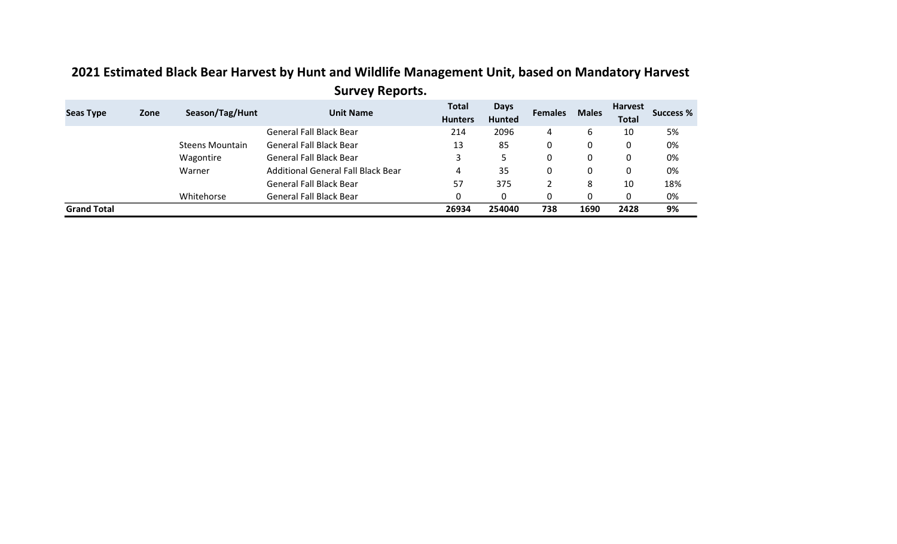## 2021 Estimated Black Bear Harvest by Hunt and Wildlife Management Unit, based on Mandatory Harvest Survey Reports.

| Seas Type | Zone | Season/Tag/Hunt | Unit Name | Total Hunters | Days Hunted | Females | Males | Harvest Total | Success % |
|---|---|---|---|---|---|---|---|---|---|
| | | | General Fall Black Bear | 214 | 2096 | 4 | 6 | 10 | 5% |
| | | Steens Mountain | General Fall Black Bear | 13 | 85 | 0 | 0 | 0 | 0% |
| | | Wagontire | General Fall Black Bear | 3 | 5 | 0 | 0 | 0 | 0% |
| | | Warner | Additional General Fall Black Bear | 4 | 35 | 0 | 0 | 0 | 0% |
| | | | General Fall Black Bear | 57 | 375 | 2 | 8 | 10 | 18% |
| | | Whitehorse | General Fall Black Bear | 0 | 0 | 0 | 0 | 0 | 0% |
| **Grand Total** | | | | **26934** | **254040** | **738** | **1690** | **2428** | **9%** |